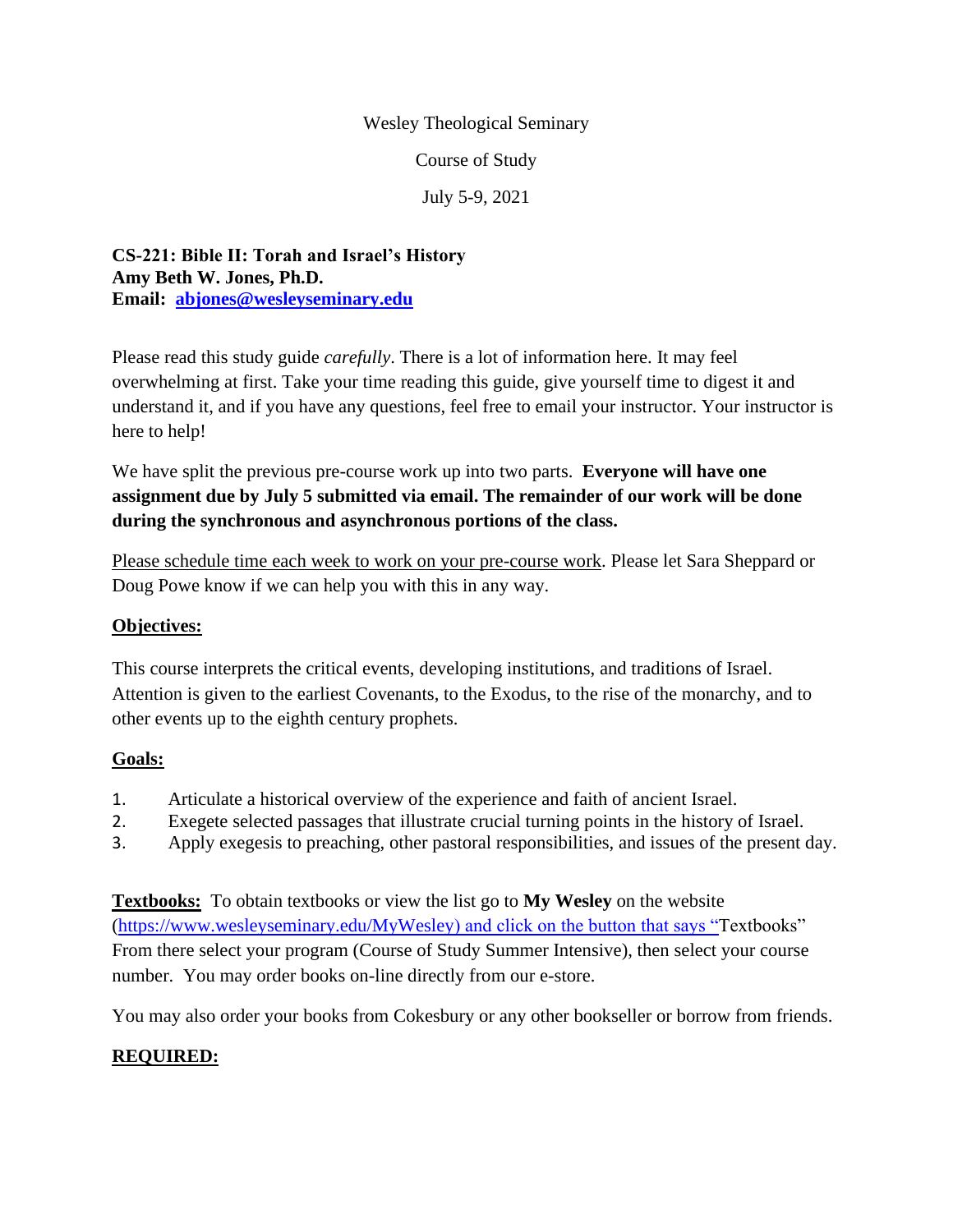Wesley Theological Seminary

Course of Study

July 5-9, 2021

**CS-221: Bible II: Torah and Israel's History**
**Amy Beth W. Jones, Ph.D.**
**Email: abjones@wesleyseminary.edu**

Please read this study guide *carefully*. There is a lot of information here. It may feel overwhelming at first. Take your time reading this guide, give yourself time to digest it and understand it, and if you have any questions, feel free to email your instructor. Your instructor is here to help!

We have split the previous pre-course work up into two parts. **Everyone will have one assignment due by July 5 submitted via email. The remainder of our work will be done during the synchronous and asynchronous portions of the class.**

Please schedule time each week to work on your pre-course work. Please let Sara Sheppard or Doug Powe know if we can help you with this in any way.

## Objectives:

This course interprets the critical events, developing institutions, and traditions of Israel. Attention is given to the earliest Covenants, to the Exodus, to the rise of the monarchy, and to other events up to the eighth century prophets.

## Goals:

1. Articulate a historical overview of the experience and faith of ancient Israel.
2. Exegete selected passages that illustrate crucial turning points in the history of Israel.
3. Apply exegesis to preaching, other pastoral responsibilities, and issues of the present day.

**Textbooks:** To obtain textbooks or view the list go to **My Wesley** on the website (https://www.wesleyseminary.edu/MyWesley) and click on the button that says "Textbooks" From there select your program (Course of Study Summer Intensive), then select your course number. You may order books on-line directly from our e-store.

You may also order your books from Cokesbury or any other bookseller or borrow from friends.

## REQUIRED: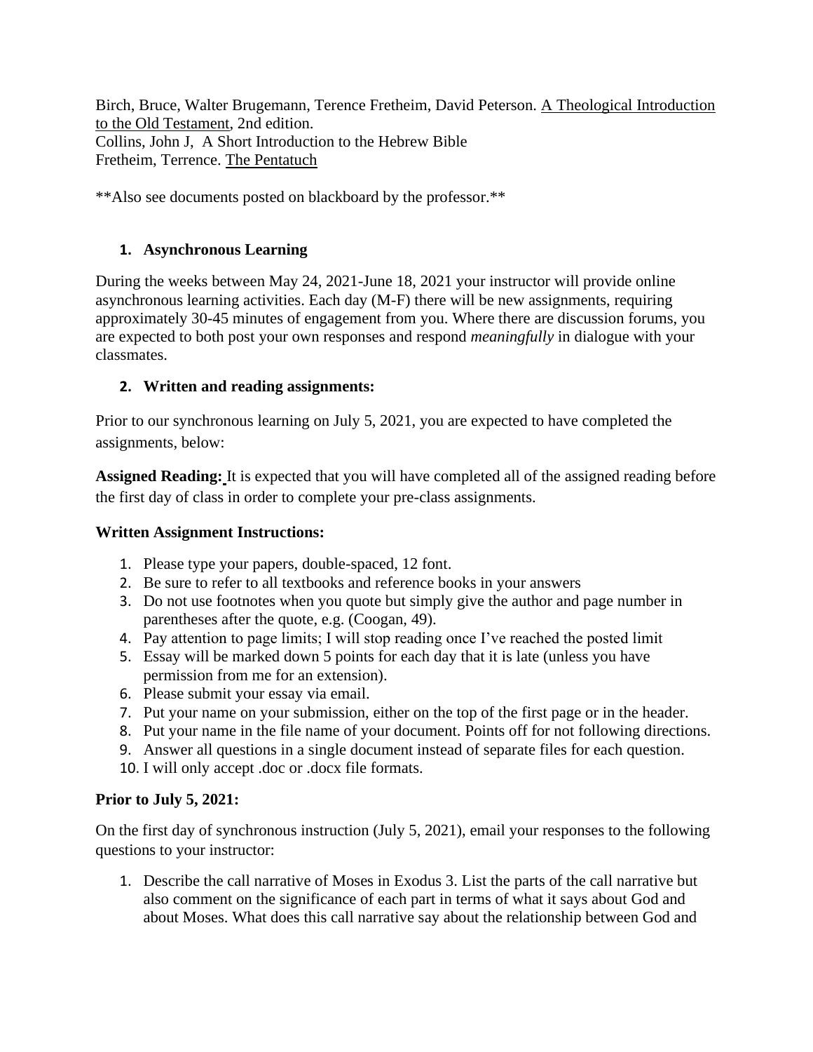Birch, Bruce, Walter Brugemann, Terence Fretheim, David Peterson. A Theological Introduction to the Old Testament, 2nd edition.
Collins, John J, A Short Introduction to the Hebrew Bible
Fretheim, Terrence. The Pentatuch

**Also see documents posted on blackboard by the professor.**

1. **Asynchronous Learning**

During the weeks between May 24, 2021-June 18, 2021 your instructor will provide online asynchronous learning activities. Each day (M-F) there will be new assignments, requiring approximately 30-45 minutes of engagement from you. Where there are discussion forums, you are expected to both post your own responses and respond *meaningfully* in dialogue with your classmates.

2. **Written and reading assignments:**

Prior to our synchronous learning on July 5, 2021, you are expected to have completed the assignments, below:

**Assigned Reading:** It is expected that you will have completed all of the assigned reading before the first day of class in order to complete your pre-class assignments.

**Written Assignment Instructions:**

1. Please type your papers, double-spaced, 12 font.
2. Be sure to refer to all textbooks and reference books in your answers
3. Do not use footnotes when you quote but simply give the author and page number in parentheses after the quote, e.g. (Coogan, 49).
4. Pay attention to page limits; I will stop reading once I've reached the posted limit
5. Essay will be marked down 5 points for each day that it is late (unless you have permission from me for an extension).
6. Please submit your essay via email.
7. Put your name on your submission, either on the top of the first page or in the header.
8. Put your name in the file name of your document. Points off for not following directions.
9. Answer all questions in a single document instead of separate files for each question.
10. I will only accept .doc or .docx file formats.

**Prior to July 5, 2021:**

On the first day of synchronous instruction (July 5, 2021), email your responses to the following questions to your instructor:

1. Describe the call narrative of Moses in Exodus 3. List the parts of the call narrative but also comment on the significance of each part in terms of what it says about God and about Moses. What does this call narrative say about the relationship between God and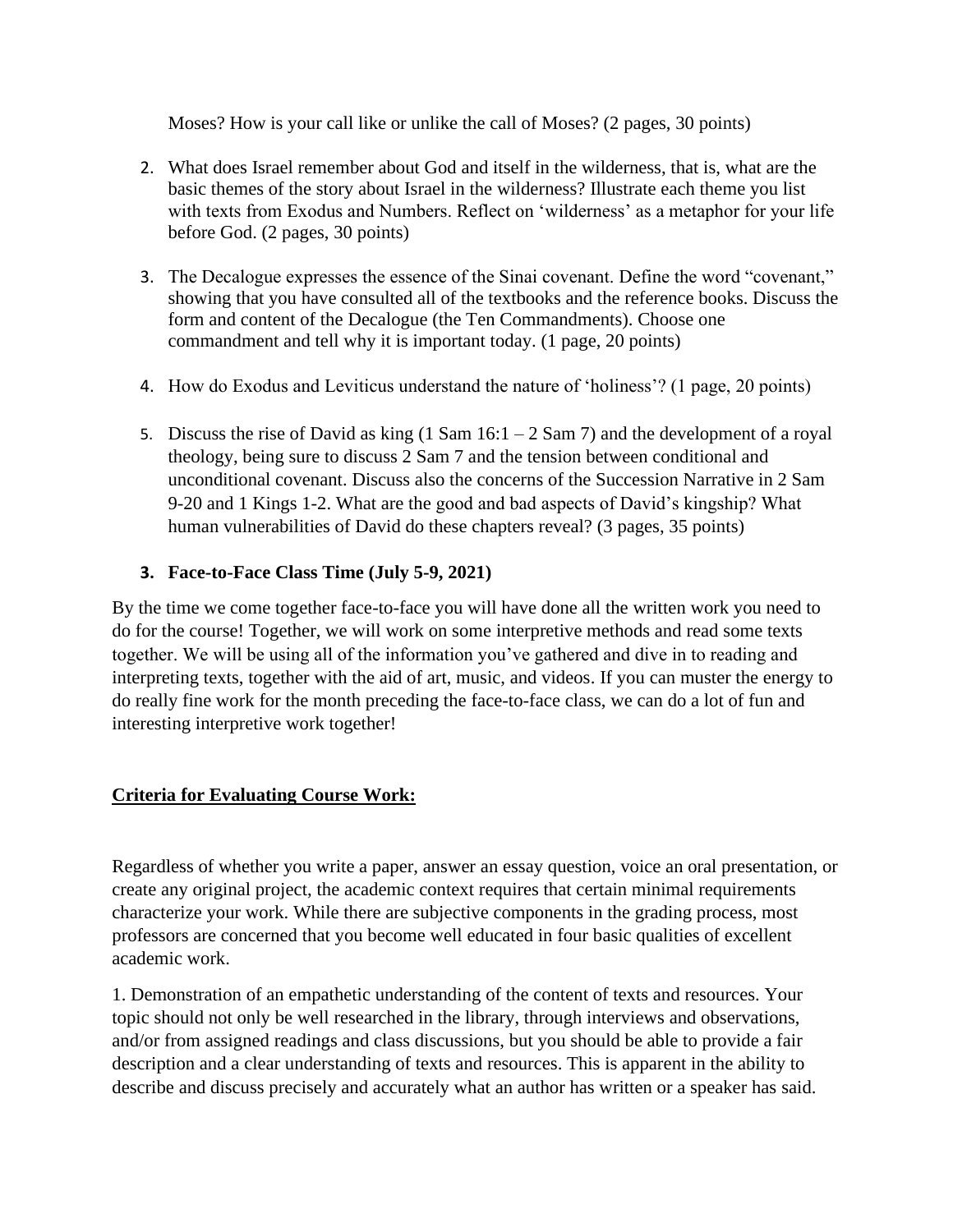Moses? How is your call like or unlike the call of Moses? (2 pages, 30 points)

2. What does Israel remember about God and itself in the wilderness, that is, what are the basic themes of the story about Israel in the wilderness? Illustrate each theme you list with texts from Exodus and Numbers. Reflect on 'wilderness' as a metaphor for your life before God. (2 pages, 30 points)

3. The Decalogue expresses the essence of the Sinai covenant. Define the word "covenant," showing that you have consulted all of the textbooks and the reference books. Discuss the form and content of the Decalogue (the Ten Commandments). Choose one commandment and tell why it is important today. (1 page, 20 points)

4. How do Exodus and Leviticus understand the nature of 'holiness'? (1 page, 20 points)

5. Discuss the rise of David as king (1 Sam 16:1 – 2 Sam 7) and the development of a royal theology, being sure to discuss 2 Sam 7 and the tension between conditional and unconditional covenant. Discuss also the concerns of the Succession Narrative in 2 Sam 9-20 and 1 Kings 1-2. What are the good and bad aspects of David's kingship? What human vulnerabilities of David do these chapters reveal? (3 pages, 35 points)

### 3. Face-to-Face Class Time (July 5-9, 2021)

By the time we come together face-to-face you will have done all the written work you need to do for the course! Together, we will work on some interpretive methods and read some texts together. We will be using all of the information you've gathered and dive in to reading and interpreting texts, together with the aid of art, music, and videos. If you can muster the energy to do really fine work for the month preceding the face-to-face class, we can do a lot of fun and interesting interpretive work together!

## Criteria for Evaluating Course Work:

Regardless of whether you write a paper, answer an essay question, voice an oral presentation, or create any original project, the academic context requires that certain minimal requirements characterize your work. While there are subjective components in the grading process, most professors are concerned that you become well educated in four basic qualities of excellent academic work.

1. Demonstration of an empathetic understanding of the content of texts and resources. Your topic should not only be well researched in the library, through interviews and observations, and/or from assigned readings and class discussions, but you should be able to provide a fair description and a clear understanding of texts and resources. This is apparent in the ability to describe and discuss precisely and accurately what an author has written or a speaker has said.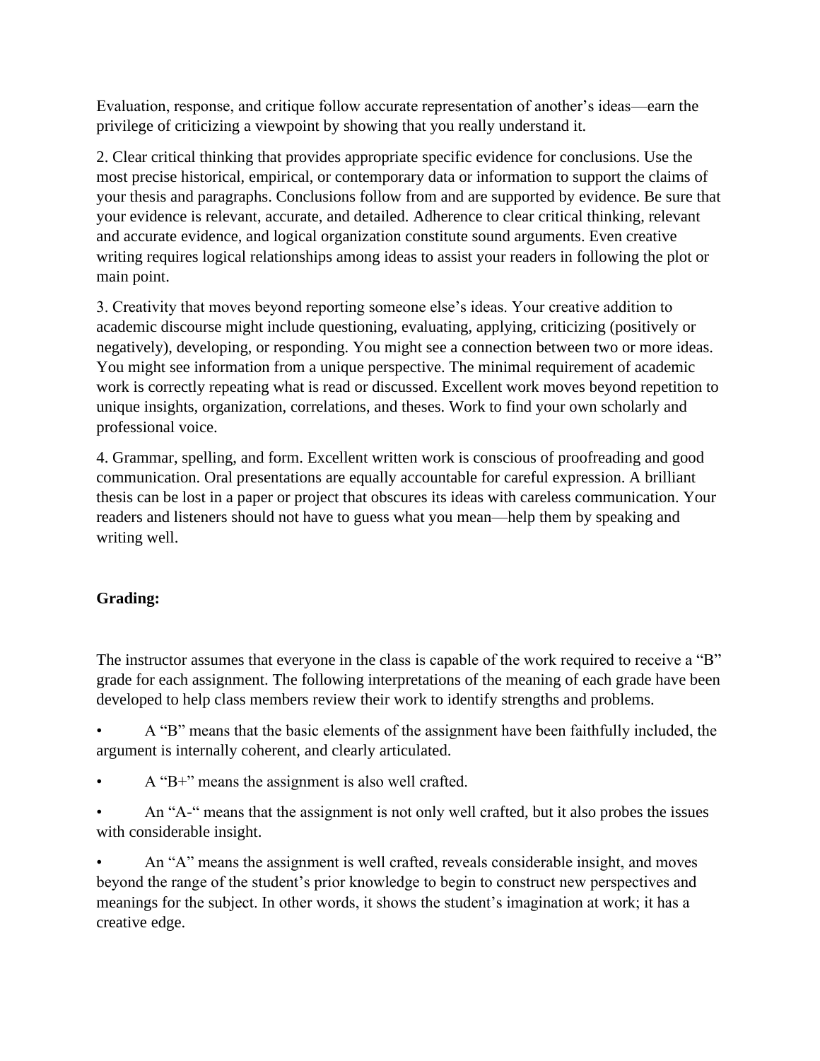Evaluation, response, and critique follow accurate representation of another's ideas—earn the privilege of criticizing a viewpoint by showing that you really understand it.

2. Clear critical thinking that provides appropriate specific evidence for conclusions. Use the most precise historical, empirical, or contemporary data or information to support the claims of your thesis and paragraphs. Conclusions follow from and are supported by evidence. Be sure that your evidence is relevant, accurate, and detailed. Adherence to clear critical thinking, relevant and accurate evidence, and logical organization constitute sound arguments. Even creative writing requires logical relationships among ideas to assist your readers in following the plot or main point.

3. Creativity that moves beyond reporting someone else's ideas. Your creative addition to academic discourse might include questioning, evaluating, applying, criticizing (positively or negatively), developing, or responding. You might see a connection between two or more ideas. You might see information from a unique perspective. The minimal requirement of academic work is correctly repeating what is read or discussed. Excellent work moves beyond repetition to unique insights, organization, correlations, and theses. Work to find your own scholarly and professional voice.

4. Grammar, spelling, and form. Excellent written work is conscious of proofreading and good communication. Oral presentations are equally accountable for careful expression. A brilliant thesis can be lost in a paper or project that obscures its ideas with careless communication. Your readers and listeners should not have to guess what you mean—help them by speaking and writing well.

**Grading:**

The instructor assumes that everyone in the class is capable of the work required to receive a "B" grade for each assignment. The following interpretations of the meaning of each grade have been developed to help class members review their work to identify strengths and problems.

- A "B" means that the basic elements of the assignment have been faithfully included, the argument is internally coherent, and clearly articulated.
- A "B+" means the assignment is also well crafted.
- An "A-" means that the assignment is not only well crafted, but it also probes the issues with considerable insight.
- An "A" means the assignment is well crafted, reveals considerable insight, and moves beyond the range of the student's prior knowledge to begin to construct new perspectives and meanings for the subject. In other words, it shows the student's imagination at work; it has a creative edge.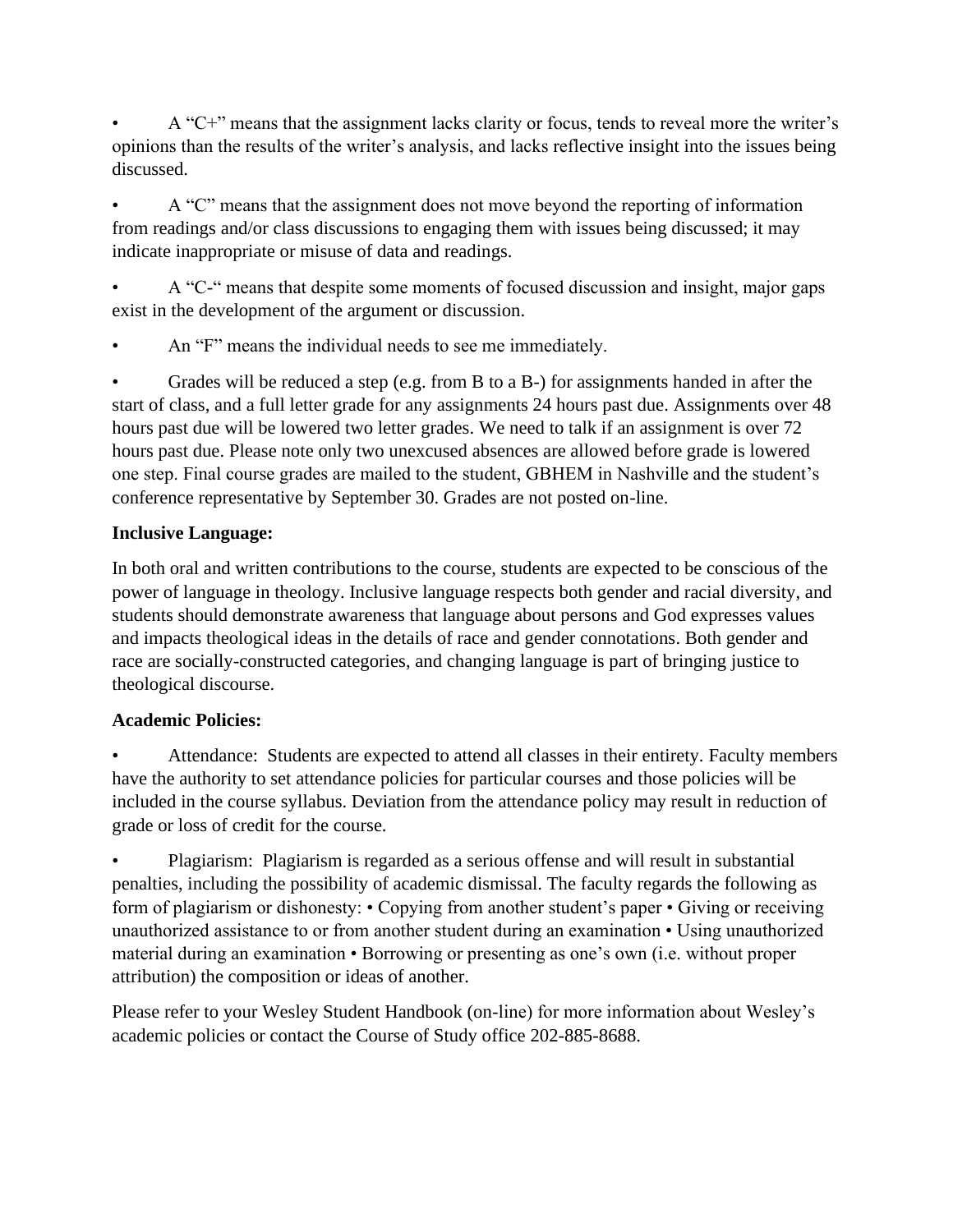- A "C+" means that the assignment lacks clarity or focus, tends to reveal more the writer's opinions than the results of the writer's analysis, and lacks reflective insight into the issues being discussed.

- A "C" means that the assignment does not move beyond the reporting of information from readings and/or class discussions to engaging them with issues being discussed; it may indicate inappropriate or misuse of data and readings.

- A "C-" means that despite some moments of focused discussion and insight, major gaps exist in the development of the argument or discussion.

- An "F" means the individual needs to see me immediately.

- Grades will be reduced a step (e.g. from B to a B-) for assignments handed in after the start of class, and a full letter grade for any assignments 24 hours past due. Assignments over 48 hours past due will be lowered two letter grades. We need to talk if an assignment is over 72 hours past due. Please note only two unexcused absences are allowed before grade is lowered one step. Final course grades are mailed to the student, GBHEM in Nashville and the student's conference representative by September 30. Grades are not posted on-line.

**Inclusive Language:**

In both oral and written contributions to the course, students are expected to be conscious of the power of language in theology. Inclusive language respects both gender and racial diversity, and students should demonstrate awareness that language about persons and God expresses values and impacts theological ideas in the details of race and gender connotations. Both gender and race are socially-constructed categories, and changing language is part of bringing justice to theological discourse.

**Academic Policies:**

- Attendance: Students are expected to attend all classes in their entirety. Faculty members have the authority to set attendance policies for particular courses and those policies will be included in the course syllabus. Deviation from the attendance policy may result in reduction of grade or loss of credit for the course.

- Plagiarism: Plagiarism is regarded as a serious offense and will result in substantial penalties, including the possibility of academic dismissal. The faculty regards the following as form of plagiarism or dishonesty: • Copying from another student's paper • Giving or receiving unauthorized assistance to or from another student during an examination • Using unauthorized material during an examination • Borrowing or presenting as one's own (i.e. without proper attribution) the composition or ideas of another.

Please refer to your Wesley Student Handbook (on-line) for more information about Wesley's academic policies or contact the Course of Study office 202-885-8688.